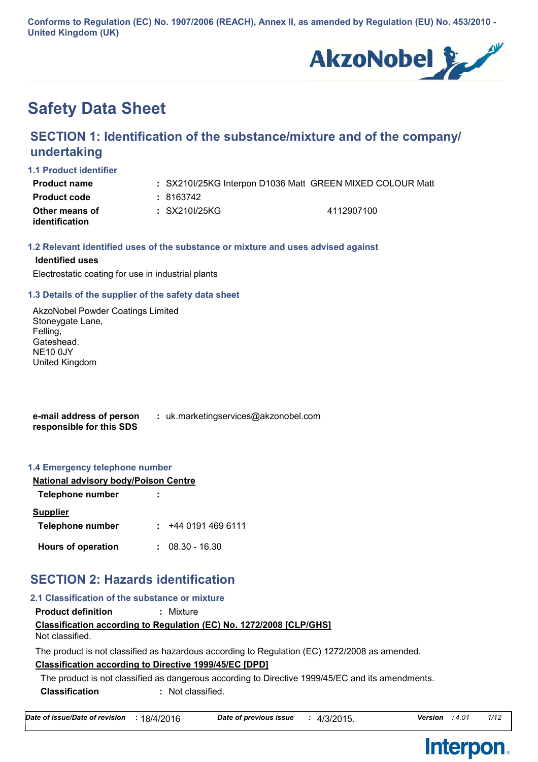Conforms to Regulation (EC) No. 1907/2006 (REACH), Annex II, as amended by Regulation (EU) No. 453/2010 - United Kingdom (UK)

# Safety Data Sheet

## SECTION 1: Identification of the substance/mixture and of the company/undertaking

### 1.1 Product identifier

| | | |
|---|---|---|
| **Product name** | : SX210I/25KG Interpon D1036 Matt GREEN MIXED COLOUR Matt | |
| **Product code** | : 8163742 | |
| **Other means of identification** | : SX210I/25KG | 4112907100 |

### 1.2 Relevant identified uses of the substance or mixture and uses advised against

**Identified uses**

Electrostatic coating for use in industrial plants

### 1.3 Details of the supplier of the safety data sheet

AkzoNobel Powder Coatings Limited
Stoneygate Lane,
Felling,
Gateshead.
NE10 0JY
United Kingdom

**e-mail address of person responsible for this SDS** : uk.marketingservices@akzonobel.com

### 1.4 Emergency telephone number

**National advisory body/Poison Centre**

**Telephone number** :

**Supplier**

**Telephone number** : +44 0191 469 6111

**Hours of operation** : 08.30 - 16.30

## SECTION 2: Hazards identification

### 2.1 Classification of the substance or mixture

**Product definition** : Mixture

**Classification according to Regulation (EC) No. 1272/2008 [CLP/GHS]**

Not classified.

The product is not classified as hazardous according to Regulation (EC) 1272/2008 as amended.

**Classification according to Directive 1999/45/EC [DPD]**

The product is not classified as dangerous according to Directive 1999/45/EC and its amendments.

**Classification** : Not classified.

*Date of issue/Date of revision* : 18/4/2016 *Date of previous issue* : 4/3/2015. *Version* : 4.01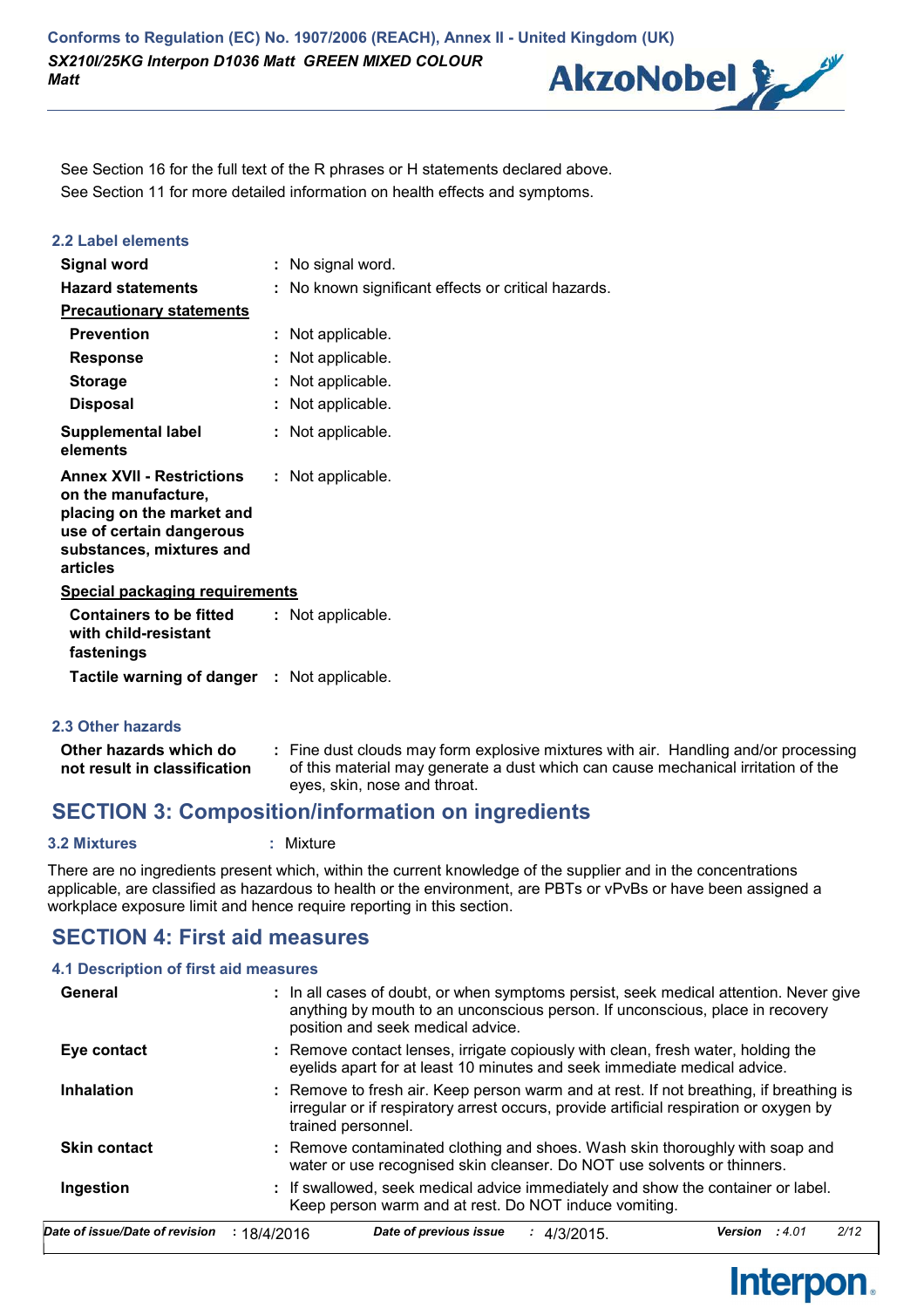See Section 16 for the full text of the R phrases or H statements declared above.
See Section 11 for more detailed information on health effects and symptoms.

### 2.2 Label elements

**Signal word** : No signal word.

**Hazard statements** : No known significant effects or critical hazards.

**Precautionary statements**

**Prevention** : Not applicable.

**Response** : Not applicable.

**Storage** : Not applicable.

**Disposal** : Not applicable.

**Supplemental label elements** : Not applicable.

**Annex XVII - Restrictions on the manufacture, placing on the market and use of certain dangerous substances, mixtures and articles** : Not applicable.

**Special packaging requirements**

**Containers to be fitted with child-resistant fastenings** : Not applicable.

**Tactile warning of danger** : Not applicable.

### 2.3 Other hazards

**Other hazards which do not result in classification** : Fine dust clouds may form explosive mixtures with air. Handling and/or processing of this material may generate a dust which can cause mechanical irritation of the eyes, skin, nose and throat.

## SECTION 3: Composition/information on ingredients

**3.2 Mixtures** : Mixture

There are no ingredients present which, within the current knowledge of the supplier and in the concentrations applicable, are classified as hazardous to health or the environment, are PBTs or vPvBs or have been assigned a workplace exposure limit and hence require reporting in this section.

## SECTION 4: First aid measures

### 4.1 Description of first aid measures

**General** : In all cases of doubt, or when symptoms persist, seek medical attention. Never give anything by mouth to an unconscious person. If unconscious, place in recovery position and seek medical advice.

**Eye contact** : Remove contact lenses, irrigate copiously with clean, fresh water, holding the eyelids apart for at least 10 minutes and seek immediate medical advice.

**Inhalation** : Remove to fresh air. Keep person warm and at rest. If not breathing, if breathing is irregular or if respiratory arrest occurs, provide artificial respiration or oxygen by trained personnel.

**Skin contact** : Remove contaminated clothing and shoes. Wash skin thoroughly with soap and water or use recognised skin cleanser. Do NOT use solvents or thinners.

**Ingestion** : If swallowed, seek medical advice immediately and show the container or label. Keep person warm and at rest. Do NOT induce vomiting.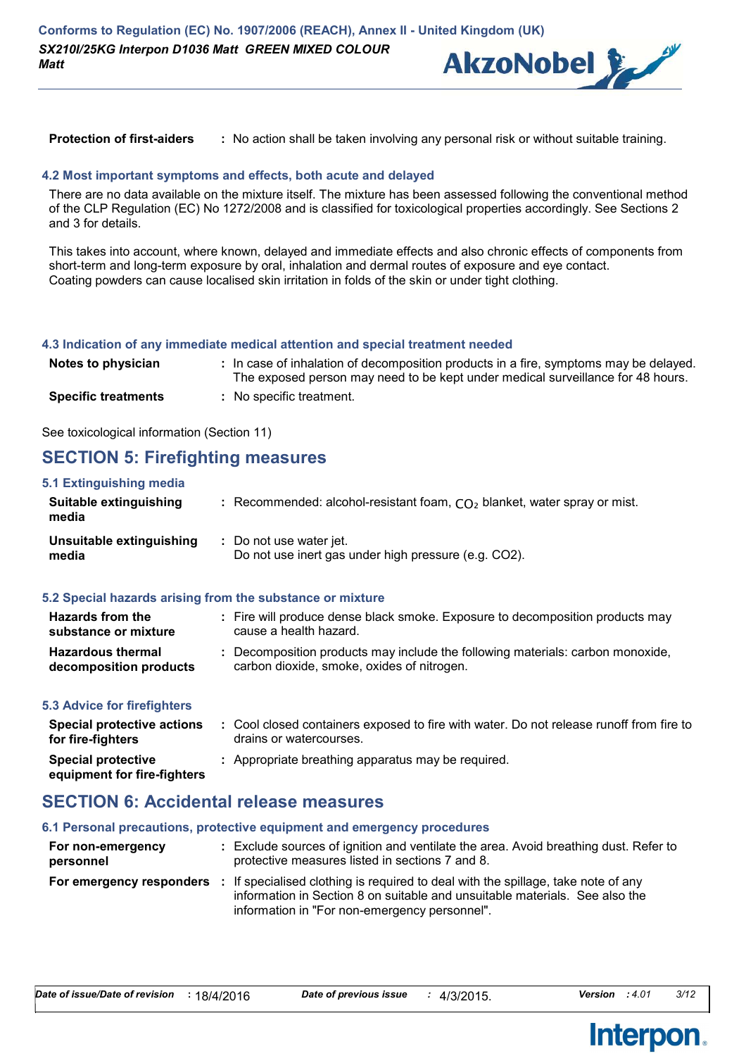| | | |
|---|---|---|
| **Protection of first-aiders** | : | No action shall be taken involving any personal risk or without suitable training. |

### 4.2 Most important symptoms and effects, both acute and delayed

There are no data available on the mixture itself. The mixture has been assessed following the conventional method of the CLP Regulation (EC) No 1272/2008 and is classified for toxicological properties accordingly. See Sections 2 and 3 for details.

This takes into account, where known, delayed and immediate effects and also chronic effects of components from short-term and long-term exposure by oral, inhalation and dermal routes of exposure and eye contact. Coating powders can cause localised skin irritation in folds of the skin or under tight clothing.

### 4.3 Indication of any immediate medical attention and special treatment needed

| | | |
|---|---|---|
| **Notes to physician** | : | In case of inhalation of decomposition products in a fire, symptoms may be delayed. The exposed person may need to be kept under medical surveillance for 48 hours. |
| **Specific treatments** | : | No specific treatment. |

See toxicological information (Section 11)

## SECTION 5: Firefighting measures

### 5.1 Extinguishing media

| | | |
|---|---|---|
| **Suitable extinguishing media** | : | Recommended: alcohol-resistant foam, $CO_2$ blanket, water spray or mist. |
| **Unsuitable extinguishing media** | : | Do not use water jet. Do not use inert gas under high pressure (e.g. CO2). |

### 5.2 Special hazards arising from the substance or mixture

| | | |
|---|---|---|
| **Hazards from the substance or mixture** | : | Fire will produce dense black smoke. Exposure to decomposition products may cause a health hazard. |
| **Hazardous thermal decomposition products** | : | Decomposition products may include the following materials: carbon monoxide, carbon dioxide, smoke, oxides of nitrogen. |

### 5.3 Advice for firefighters

| | | |
|---|---|---|
| **Special protective actions for fire-fighters** | : | Cool closed containers exposed to fire with water. Do not release runoff from fire to drains or watercourses. |
| **Special protective equipment for fire-fighters** | : | Appropriate breathing apparatus may be required. |

## SECTION 6: Accidental release measures

### 6.1 Personal precautions, protective equipment and emergency procedures

| | | |
|---|---|---|
| **For non-emergency personnel** | : | Exclude sources of ignition and ventilate the area. Avoid breathing dust. Refer to protective measures listed in sections 7 and 8. |
| **For emergency responders** | : | If specialised clothing is required to deal with the spillage, take note of any information in Section 8 on suitable and unsuitable materials. See also the information in "For non-emergency personnel". |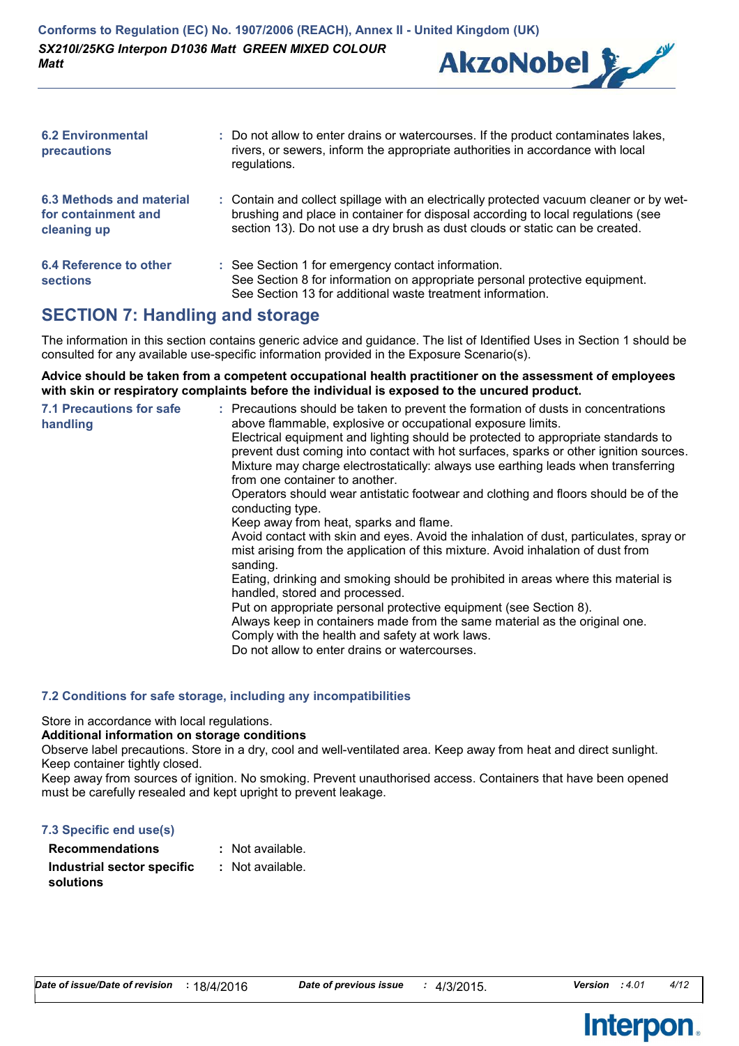| | | |
|---|---|---|
| **6.2 Environmental precautions** | : | Do not allow to enter drains or watercourses. If the product contaminates lakes, rivers, or sewers, inform the appropriate authorities in accordance with local regulations. |
| **6.3 Methods and material for containment and cleaning up** | : | Contain and collect spillage with an electrically protected vacuum cleaner or by wet-brushing and place in container for disposal according to local regulations (see section 13). Do not use a dry brush as dust clouds or static can be created. |
| **6.4 Reference to other sections** | : | See Section 1 for emergency contact information.<br>See Section 8 for information on appropriate personal protective equipment.<br>See Section 13 for additional waste treatment information. |

## SECTION 7: Handling and storage

The information in this section contains generic advice and guidance. The list of Identified Uses in Section 1 should be consulted for any available use-specific information provided in the Exposure Scenario(s).

**Advice should be taken from a competent occupational health practitioner on the assessment of employees with skin or respiratory complaints before the individual is exposed to the uncured product.**

**7.1 Precautions for safe handling** : Precautions should be taken to prevent the formation of dusts in concentrations above flammable, explosive or occupational exposure limits.
Electrical equipment and lighting should be protected to appropriate standards to prevent dust coming into contact with hot surfaces, sparks or other ignition sources.
Mixture may charge electrostatically: always use earthing leads when transferring from one container to another.
Operators should wear antistatic footwear and clothing and floors should be of the conducting type.
Keep away from heat, sparks and flame.
Avoid contact with skin and eyes. Avoid the inhalation of dust, particulates, spray or mist arising from the application of this mixture. Avoid inhalation of dust from sanding.
Eating, drinking and smoking should be prohibited in areas where this material is handled, stored and processed.
Put on appropriate personal protective equipment (see Section 8).
Always keep in containers made from the same material as the original one.
Comply with the health and safety at work laws.
Do not allow to enter drains or watercourses.

### 7.2 Conditions for safe storage, including any incompatibilities

Store in accordance with local regulations.

**Additional information on storage conditions**

Observe label precautions. Store in a dry, cool and well-ventilated area. Keep away from heat and direct sunlight. Keep container tightly closed.
Keep away from sources of ignition. No smoking. Prevent unauthorised access. Containers that have been opened must be carefully resealed and kept upright to prevent leakage.

### 7.3 Specific end use(s)

| | | |
|---|---|---|
| **Recommendations** | : | Not available. |
| **Industrial sector specific solutions** | : | Not available. |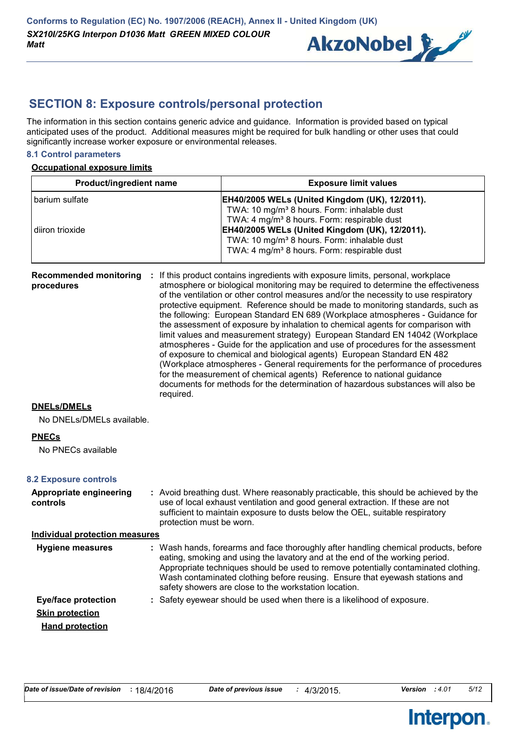## SECTION 8: Exposure controls/personal protection

The information in this section contains generic advice and guidance. Information is provided based on typical anticipated uses of the product. Additional measures might be required for bulk handling or other uses that could significantly increase worker exposure or environmental releases.

### 8.1 Control parameters

**Occupational exposure limits**

| Product/ingredient name | Exposure limit values |
|---|---|
| barium sulfate | **EH40/2005 WELs (United Kingdom (UK), 12/2011).** TWA: 10 mg/m³ 8 hours. Form: inhalable dust TWA: 4 mg/m³ 8 hours. Form: respirable dust |
| diiron trioxide | **EH40/2005 WELs (United Kingdom (UK), 12/2011).** TWA: 10 mg/m³ 8 hours. Form: inhalable dust TWA: 4 mg/m³ 8 hours. Form: respirable dust |

**Recommended monitoring procedures** : If this product contains ingredients with exposure limits, personal, workplace atmosphere or biological monitoring may be required to determine the effectiveness of the ventilation or other control measures and/or the necessity to use respiratory protective equipment. Reference should be made to monitoring standards, such as the following: European Standard EN 689 (Workplace atmospheres - Guidance for the assessment of exposure by inhalation to chemical agents for comparison with limit values and measurement strategy) European Standard EN 14042 (Workplace atmospheres - Guide for the application and use of procedures for the assessment of exposure to chemical and biological agents) European Standard EN 482 (Workplace atmospheres - General requirements for the performance of procedures for the measurement of chemical agents) Reference to national guidance documents for methods for the determination of hazardous substances will also be required.

**DNELs/DMELs**

No DNELs/DMELs available.

**PNECs**

No PNECs available

### 8.2 Exposure controls

**Appropriate engineering controls** : Avoid breathing dust. Where reasonably practicable, this should be achieved by the use of local exhaust ventilation and good general extraction. If these are not sufficient to maintain exposure to dusts below the OEL, suitable respiratory protection must be worn.

**Individual protection measures**

**Hygiene measures** : Wash hands, forearms and face thoroughly after handling chemical products, before eating, smoking and using the lavatory and at the end of the working period. Appropriate techniques should be used to remove potentially contaminated clothing. Wash contaminated clothing before reusing. Ensure that eyewash stations and safety showers are close to the workstation location.

**Eye/face protection** : Safety eyewear should be used when there is a likelihood of exposure.

**Skin protection**

**Hand protection**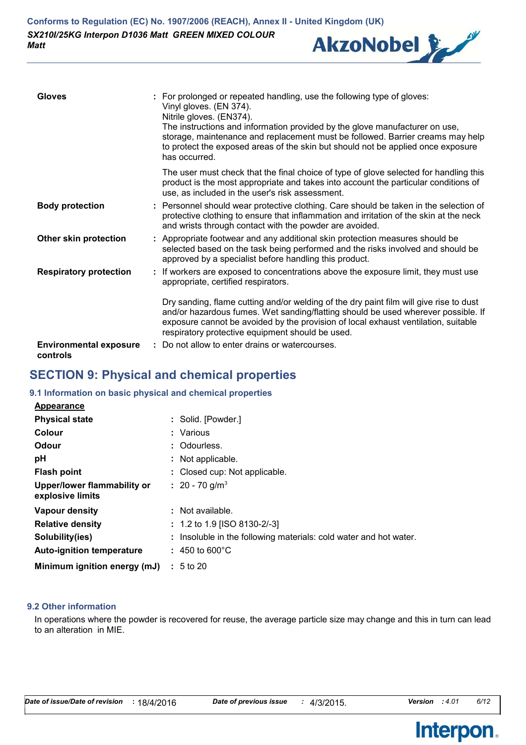| | |
|---|---|
| **Gloves** | : For prolonged or repeated handling, use the following type of gloves: Vinyl gloves. (EN 374). Nitrile gloves. (EN374). The instructions and information provided by the glove manufacturer on use, storage, maintenance and replacement must be followed. Barrier creams may help to protect the exposed areas of the skin but should not be applied once exposure has occurred. |
| | The user must check that the final choice of type of glove selected for handling this product is the most appropriate and takes into account the particular conditions of use, as included in the user's risk assessment. |
| **Body protection** | : Personnel should wear protective clothing. Care should be taken in the selection of protective clothing to ensure that inflammation and irritation of the skin at the neck and wrists through contact with the powder are avoided. |
| **Other skin protection** | : Appropriate footwear and any additional skin protection measures should be selected based on the task being performed and the risks involved and should be approved by a specialist before handling this product. |
| **Respiratory protection** | : If workers are exposed to concentrations above the exposure limit, they must use appropriate, certified respirators. |
| | Dry sanding, flame cutting and/or welding of the dry paint film will give rise to dust and/or hazardous fumes. Wet sanding/flatting should be used wherever possible. If exposure cannot be avoided by the provision of local exhaust ventilation, suitable respiratory protective equipment should be used. |
| **Environmental exposure controls** | : Do not allow to enter drains or watercourses. |

## SECTION 9: Physical and chemical properties

### 9.1 Information on basic physical and chemical properties

**Appearance**

| | |
|---|---|
| **Physical state** | : Solid. [Powder.] |
| **Colour** | : Various |
| **Odour** | : Odourless. |
| **pH** | : Not applicable. |
| **Flash point** | : Closed cup: Not applicable. |
| **Upper/lower flammability or explosive limits** | : 20 - 70 g/m$^3$ |
| **Vapour density** | : Not available. |
| **Relative density** | : 1.2 to 1.9 [ISO 8130-2/-3] |
| **Solubility(ies)** | : Insoluble in the following materials: cold water and hot water. |
| **Auto-ignition temperature** | : 450 to 600°C |
| **Minimum ignition energy (mJ)** | : 5 to 20 |

### 9.2 Other information

In operations where the powder is recovered for reuse, the average particle size may change and this in turn can lead to an alteration in MIE.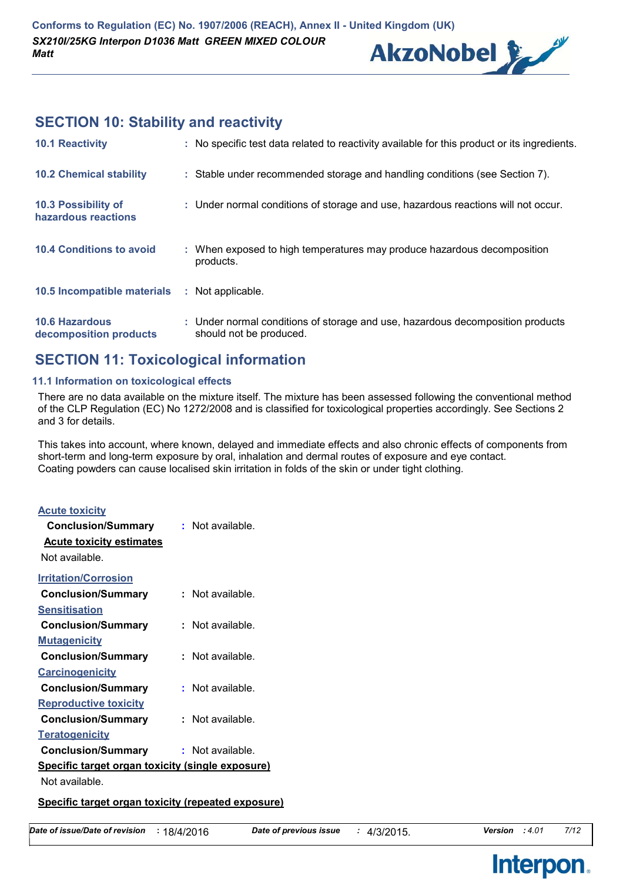## SECTION 10: Stability and reactivity

| | |
|---|---|
| **10.1 Reactivity** | : No specific test data related to reactivity available for this product or its ingredients. |
| **10.2 Chemical stability** | : Stable under recommended storage and handling conditions (see Section 7). |
| **10.3 Possibility of hazardous reactions** | : Under normal conditions of storage and use, hazardous reactions will not occur. |
| **10.4 Conditions to avoid** | : When exposed to high temperatures may produce hazardous decomposition products. |
| **10.5 Incompatible materials** | : Not applicable. |
| **10.6 Hazardous decomposition products** | : Under normal conditions of storage and use, hazardous decomposition products should not be produced. |

## SECTION 11: Toxicological information

### 11.1 Information on toxicological effects

There are no data available on the mixture itself. The mixture has been assessed following the conventional method of the CLP Regulation (EC) No 1272/2008 and is classified for toxicological properties accordingly. See Sections 2 and 3 for details.

This takes into account, where known, delayed and immediate effects and also chronic effects of components from short-term and long-term exposure by oral, inhalation and dermal routes of exposure and eye contact.
Coating powders can cause localised skin irritation in folds of the skin or under tight clothing.

**Acute toxicity**

**Conclusion/Summary** : Not available.

**Acute toxicity estimates**

Not available.

**Irritation/Corrosion**

**Conclusion/Summary** : Not available.

**Sensitisation**

**Conclusion/Summary** : Not available.

**Mutagenicity**

**Conclusion/Summary** : Not available.

**Carcinogenicity**

**Conclusion/Summary** : Not available.

**Reproductive toxicity**

**Conclusion/Summary** : Not available.

**Teratogenicity**

**Conclusion/Summary** : Not available.

**Specific target organ toxicity (single exposure)**

Not available.

**Specific target organ toxicity (repeated exposure)**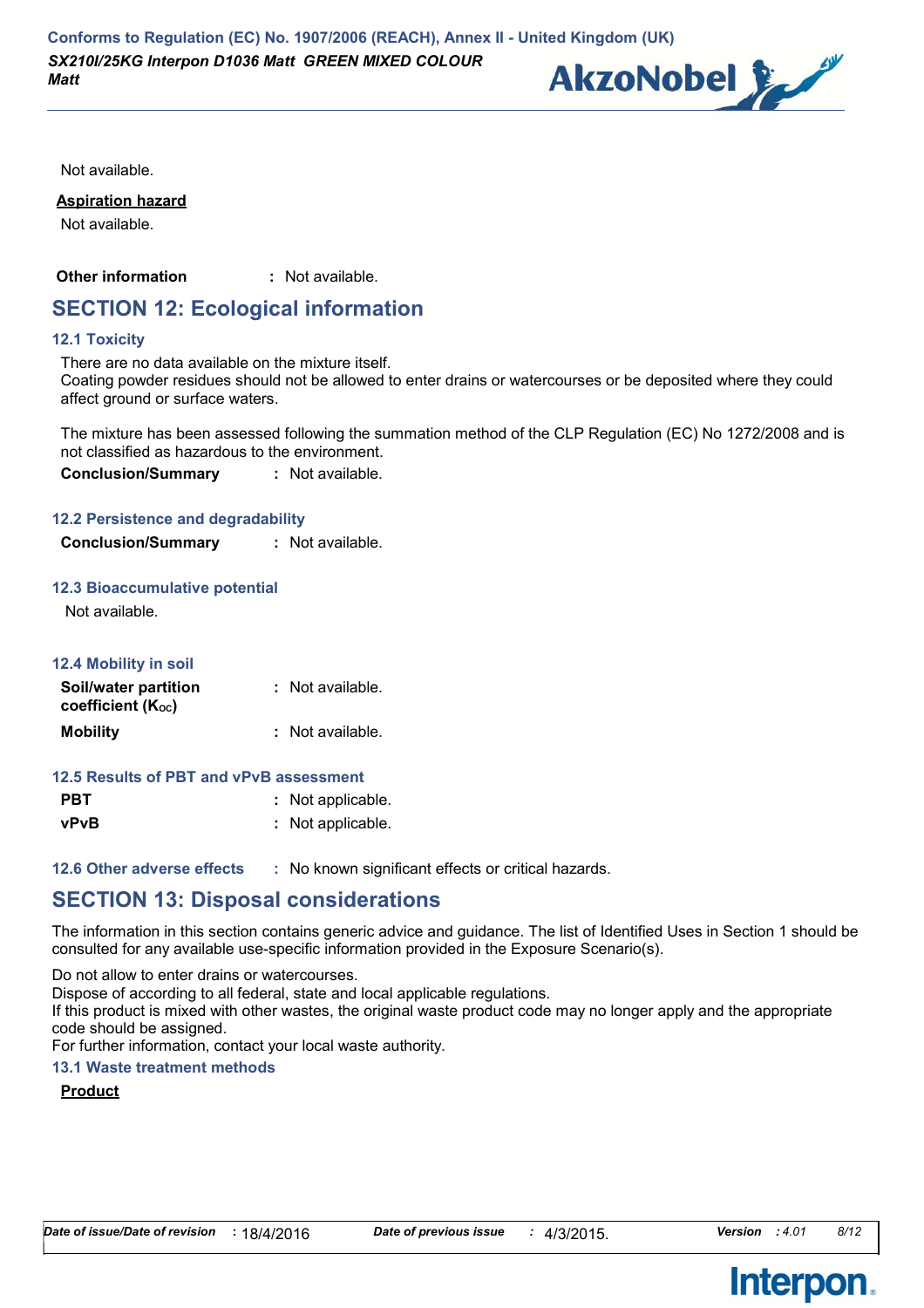Not available.

**Aspiration hazard**

Not available.

**Other information** : Not available.

## SECTION 12: Ecological information

### 12.1 Toxicity

There are no data available on the mixture itself.
Coating powder residues should not be allowed to enter drains or watercourses or be deposited where they could affect ground or surface waters.

The mixture has been assessed following the summation method of the CLP Regulation (EC) No 1272/2008 and is not classified as hazardous to the environment.

**Conclusion/Summary** : Not available.

### 12.2 Persistence and degradability

**Conclusion/Summary** : Not available.

### 12.3 Bioaccumulative potential

Not available.

### 12.4 Mobility in soil

**Soil/water partition coefficient ($K_{OC}$)** : Not available.

**Mobility** : Not available.

### 12.5 Results of PBT and vPvB assessment

**PBT** : Not applicable.

**vPvB** : Not applicable.

### 12.6 Other adverse effects : No known significant effects or critical hazards.

## SECTION 13: Disposal considerations

The information in this section contains generic advice and guidance. The list of Identified Uses in Section 1 should be consulted for any available use-specific information provided in the Exposure Scenario(s).

Do not allow to enter drains or watercourses.
Dispose of according to all federal, state and local applicable regulations.
If this product is mixed with other wastes, the original waste product code may no longer apply and the appropriate code should be assigned.
For further information, contact your local waste authority.

### 13.1 Waste treatment methods

**Product**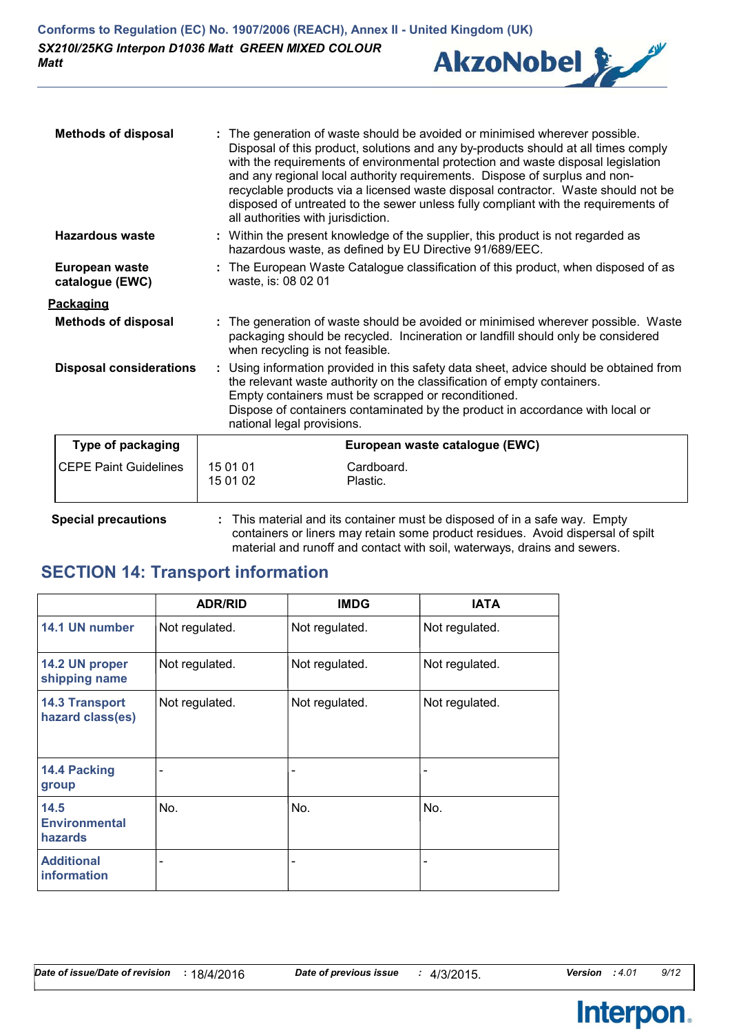**Methods of disposal** : The generation of waste should be avoided or minimised wherever possible. Disposal of this product, solutions and any by-products should at all times comply with the requirements of environmental protection and waste disposal legislation and any regional local authority requirements. Dispose of surplus and non-recyclable products via a licensed waste disposal contractor. Waste should not be disposed of untreated to the sewer unless fully compliant with the requirements of all authorities with jurisdiction.

**Hazardous waste** : Within the present knowledge of the supplier, this product is not regarded as hazardous waste, as defined by EU Directive 91/689/EEC.

**European waste catalogue (EWC)** : The European Waste Catalogue classification of this product, when disposed of as waste, is: 08 02 01

**Packaging**

**Methods of disposal** : The generation of waste should be avoided or minimised wherever possible. Waste packaging should be recycled. Incineration or landfill should only be considered when recycling is not feasible.

**Disposal considerations** : Using information provided in this safety data sheet, advice should be obtained from the relevant waste authority on the classification of empty containers.
Empty containers must be scrapped or reconditioned.
Dispose of containers contaminated by the product in accordance with local or national legal provisions.

| Type of packaging | European waste catalogue (EWC) | |
|---|---|---|
| CEPE Paint Guidelines | 15 01 01 | Cardboard. |
| | 15 01 02 | Plastic. |

**Special precautions** : This material and its container must be disposed of in a safe way. Empty containers or liners may retain some product residues. Avoid dispersal of spilt material and runoff and contact with soil, waterways, drains and sewers.

## SECTION 14: Transport information

| | ADR/RID | IMDG | IATA |
|---|---|---|---|
| 14.1 UN number | Not regulated. | Not regulated. | Not regulated. |
| 14.2 UN proper shipping name | Not regulated. | Not regulated. | Not regulated. |
| 14.3 Transport hazard class(es) | Not regulated. | Not regulated. | Not regulated. |
| 14.4 Packing group | - | - | - |
| 14.5 Environmental hazards | No. | No. | No. |
| Additional information | - | - | - |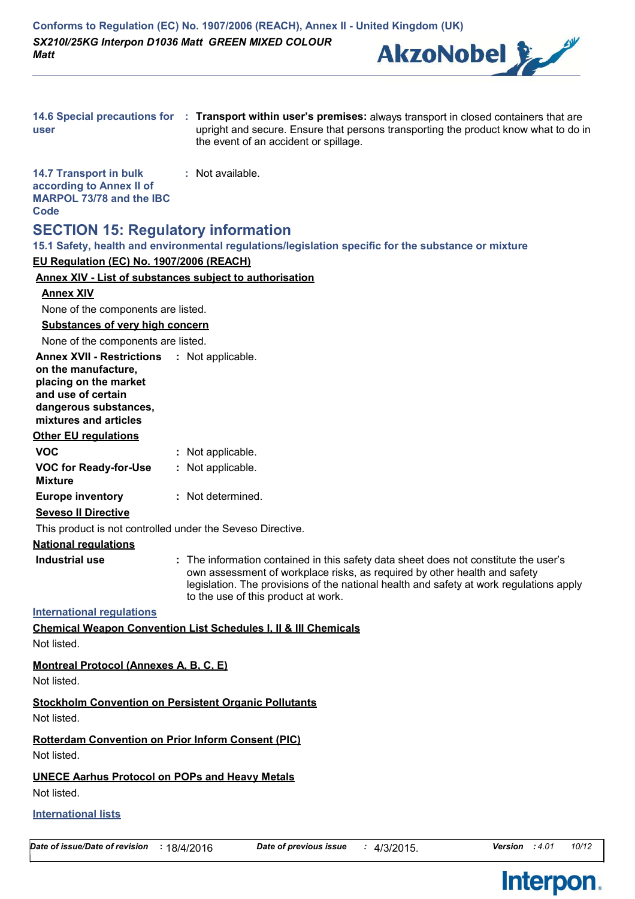**14.6 Special precautions for user** : **Transport within user's premises:** always transport in closed containers that are upright and secure. Ensure that persons transporting the product know what to do in the event of an accident or spillage.

**14.7 Transport in bulk according to Annex II of MARPOL 73/78 and the IBC Code** : Not available.

## SECTION 15: Regulatory information

### 15.1 Safety, health and environmental regulations/legislation specific for the substance or mixture

**EU Regulation (EC) No. 1907/2006 (REACH)**

**Annex XIV - List of substances subject to authorisation**

**Annex XIV**

None of the components are listed.

**Substances of very high concern**

None of the components are listed.

**Annex XVII - Restrictions on the manufacture, placing on the market and use of certain dangerous substances, mixtures and articles** : Not applicable.

**Other EU regulations**

**VOC** : Not applicable.

**VOC for Ready-for-Use Mixture** : Not applicable.

**Europe inventory** : Not determined.

**Seveso II Directive**

This product is not controlled under the Seveso Directive.

**National regulations**

**Industrial use** : The information contained in this safety data sheet does not constitute the user's own assessment of workplace risks, as required by other health and safety legislation. The provisions of the national health and safety at work regulations apply to the use of this product at work.

**International regulations**

**Chemical Weapon Convention List Schedules I, II & III Chemicals**

Not listed.

**Montreal Protocol (Annexes A, B, C, E)**

Not listed.

**Stockholm Convention on Persistent Organic Pollutants**

Not listed.

**Rotterdam Convention on Prior Inform Consent (PIC)**

Not listed.

**UNECE Aarhus Protocol on POPs and Heavy Metals**

Not listed.

**International lists**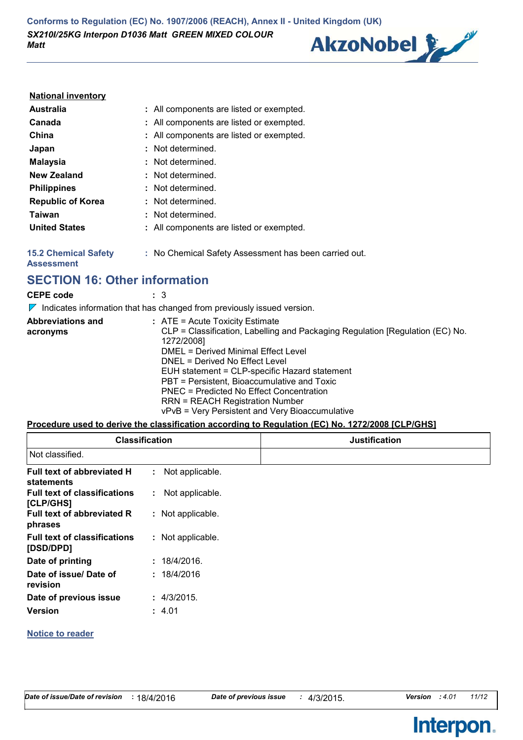**National inventory**

| | |
|---|---|
| **Australia** | : All components are listed or exempted. |
| **Canada** | : All components are listed or exempted. |
| **China** | : All components are listed or exempted. |
| **Japan** | : Not determined. |
| **Malaysia** | : Not determined. |
| **New Zealand** | : Not determined. |
| **Philippines** | : Not determined. |
| **Republic of Korea** | : Not determined. |
| **Taiwan** | : Not determined. |
| **United States** | : All components are listed or exempted. |

**15.2 Chemical Safety Assessment** : No Chemical Safety Assessment has been carried out.

## SECTION 16: Other information

**CEPE code** : 3

Indicates information that has changed from previously issued version.

**Abbreviations and acronyms** :
ATE = Acute Toxicity Estimate
CLP = Classification, Labelling and Packaging Regulation [Regulation (EC) No. 1272/2008]
DMEL = Derived Minimal Effect Level
DNEL = Derived No Effect Level
EUH statement = CLP-specific Hazard statement
PBT = Persistent, Bioaccumulative and Toxic
PNEC = Predicted No Effect Concentration
RRN = REACH Registration Number
vPvB = Very Persistent and Very Bioaccumulative

**Procedure used to derive the classification according to Regulation (EC) No. 1272/2008 [CLP/GHS]**

| Classification | Justification |
|---|---|
| Not classified. | |

**Full text of abbreviated H statements** : Not applicable.

**Full text of classifications [CLP/GHS]** : Not applicable.

**Full text of abbreviated R phrases** : Not applicable.

**Full text of classifications [DSD/DPD]** : Not applicable.

**Date of printing** : 18/4/2016.

**Date of issue/ Date of revision** : 18/4/2016

**Date of previous issue** : 4/3/2015.

**Version** : 4.01

**Notice to reader**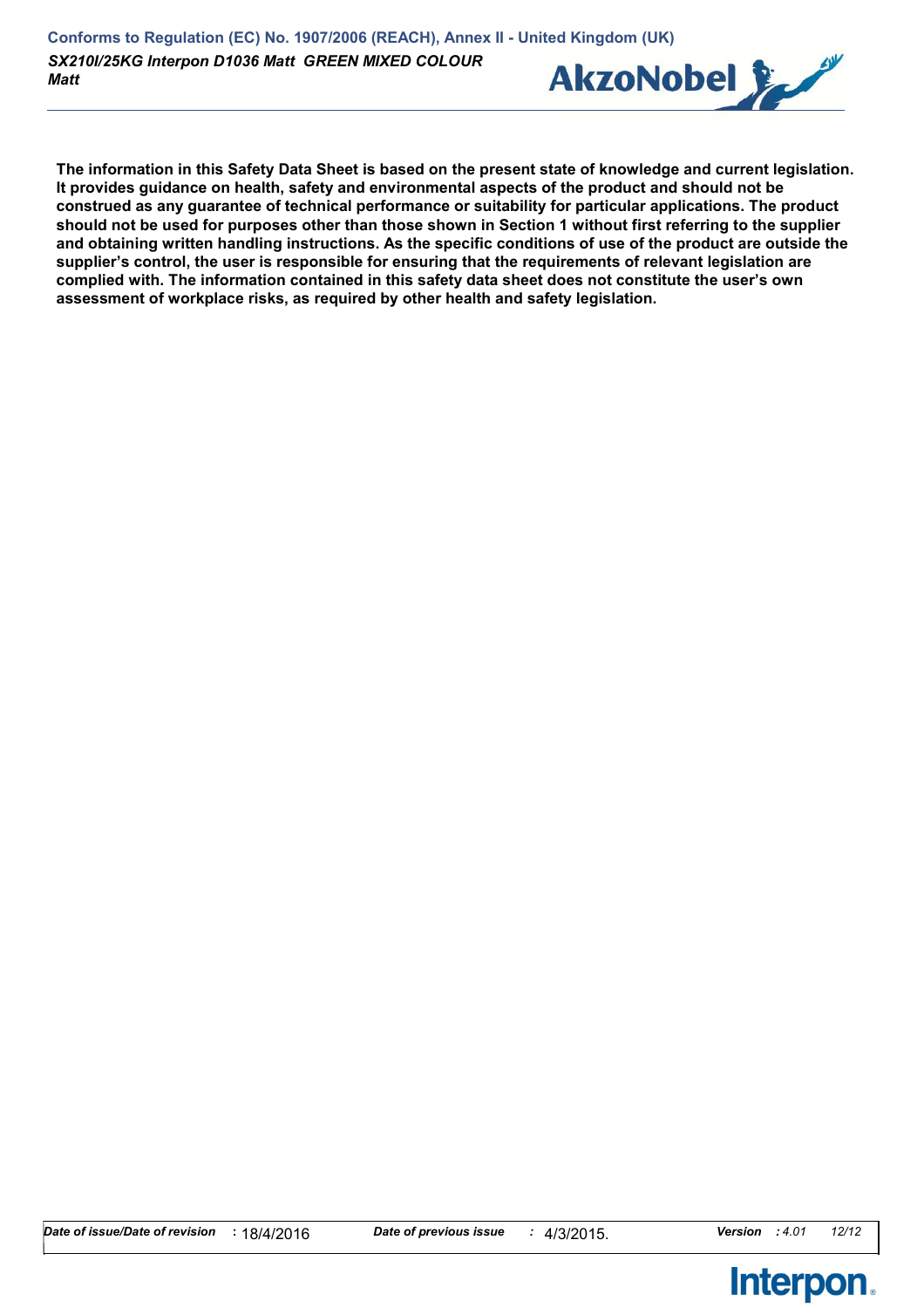**The information in this Safety Data Sheet is based on the present state of knowledge and current legislation. It provides guidance on health, safety and environmental aspects of the product and should not be construed as any guarantee of technical performance or suitability for particular applications. The product should not be used for purposes other than those shown in Section 1 without first referring to the supplier and obtaining written handling instructions. As the specific conditions of use of the product are outside the supplier's control, the user is responsible for ensuring that the requirements of relevant legislation are complied with. The information contained in this safety data sheet does not constitute the user's own assessment of workplace risks, as required by other health and safety legislation.**